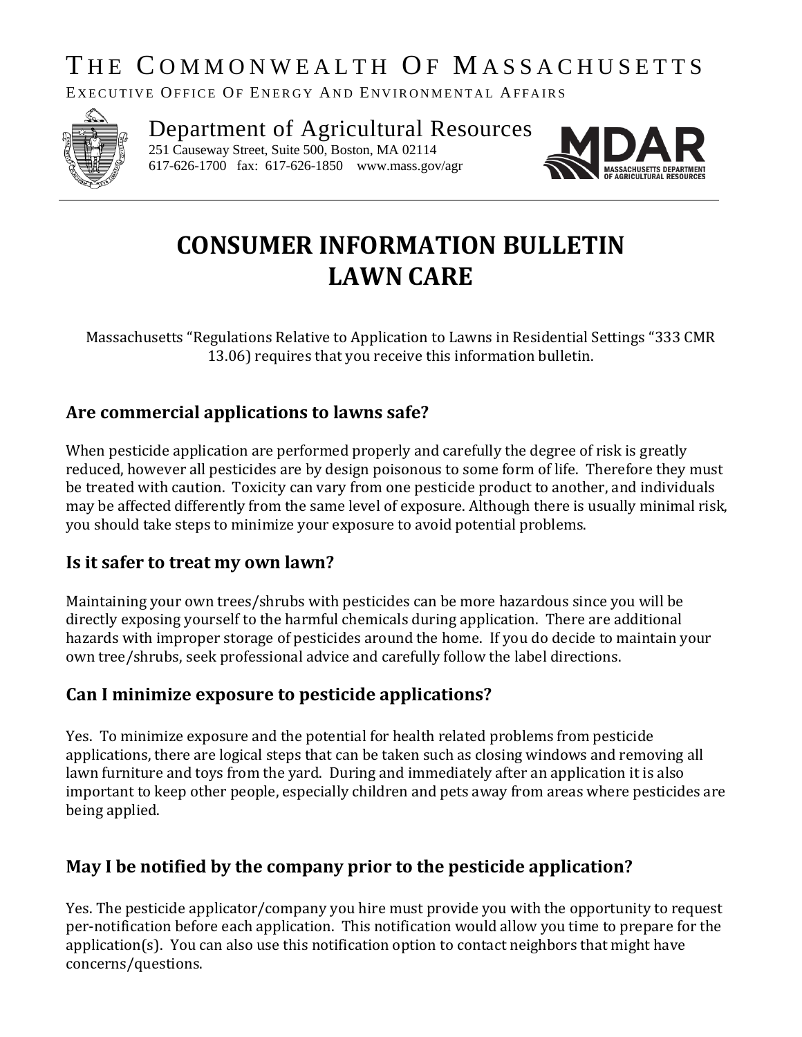# THE COMMONWEALTH OF MASSACHUSETTS

EXECUTIVE OFFICE OF ENERGY AND ENVIRONMENTAL AFFAIRS

Department of Agricultural Resources
251 Causeway Street, Suite 500, Boston, MA 02114
617-626-1700 fax: 617-626-1850 www.mass.gov/agr

MDAR
MASSACHUSETTS DEPARTMENT OF AGRICULTURAL RESOURCES

# CONSUMER INFORMATION BULLETIN
# LAWN CARE

Massachusetts "Regulations Relative to Application to Lawns in Residential Settings "333 CMR 13.06) requires that you receive this information bulletin.

## Are commercial applications to lawns safe?

When pesticide application are performed properly and carefully the degree of risk is greatly reduced, however all pesticides are by design poisonous to some form of life. Therefore they must be treated with caution. Toxicity can vary from one pesticide product to another, and individuals may be affected differently from the same level of exposure. Although there is usually minimal risk, you should take steps to minimize your exposure to avoid potential problems.

## Is it safer to treat my own lawn?

Maintaining your own trees/shrubs with pesticides can be more hazardous since you will be directly exposing yourself to the harmful chemicals during application. There are additional hazards with improper storage of pesticides around the home. If you do decide to maintain your own tree/shrubs, seek professional advice and carefully follow the label directions.

## Can I minimize exposure to pesticide applications?

Yes. To minimize exposure and the potential for health related problems from pesticide applications, there are logical steps that can be taken such as closing windows and removing all lawn furniture and toys from the yard. During and immediately after an application it is also important to keep other people, especially children and pets away from areas where pesticides are being applied.

## May I be notified by the company prior to the pesticide application?

Yes. The pesticide applicator/company you hire must provide you with the opportunity to request per-notification before each application. This notification would allow you time to prepare for the application(s). You can also use this notification option to contact neighbors that might have concerns/questions.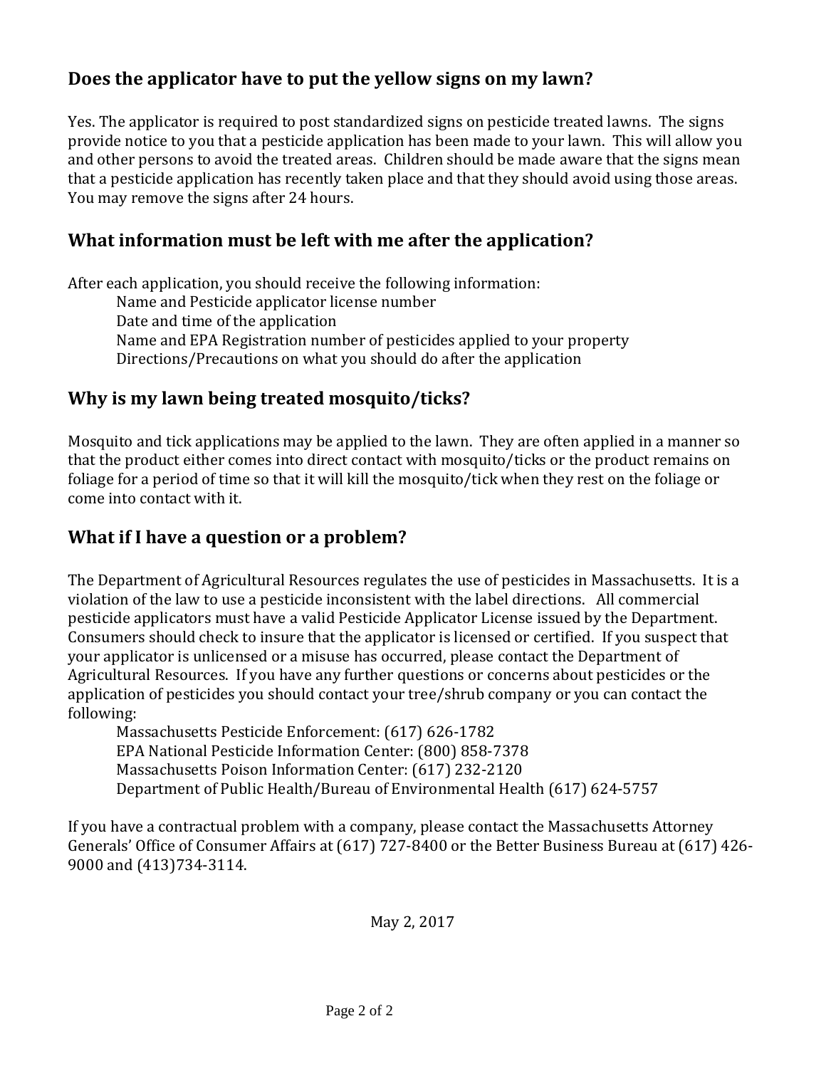## Does the applicator have to put the yellow signs on my lawn?

Yes. The applicator is required to post standardized signs on pesticide treated lawns. The signs provide notice to you that a pesticide application has been made to your lawn. This will allow you and other persons to avoid the treated areas. Children should be made aware that the signs mean that a pesticide application has recently taken place and that they should avoid using those areas. You may remove the signs after 24 hours.

## What information must be left with me after the application?

After each application, you should receive the following information:

Name and Pesticide applicator license number
Date and time of the application
Name and EPA Registration number of pesticides applied to your property
Directions/Precautions on what you should do after the application

## Why is my lawn being treated mosquito/ticks?

Mosquito and tick applications may be applied to the lawn. They are often applied in a manner so that the product either comes into direct contact with mosquito/ticks or the product remains on foliage for a period of time so that it will kill the mosquito/tick when they rest on the foliage or come into contact with it.

## What if I have a question or a problem?

The Department of Agricultural Resources regulates the use of pesticides in Massachusetts. It is a violation of the law to use a pesticide inconsistent with the label directions. All commercial pesticide applicators must have a valid Pesticide Applicator License issued by the Department. Consumers should check to insure that the applicator is licensed or certified. If you suspect that your applicator is unlicensed or a misuse has occurred, please contact the Department of Agricultural Resources. If you have any further questions or concerns about pesticides or the application of pesticides you should contact your tree/shrub company or you can contact the following:

Massachusetts Pesticide Enforcement: (617) 626-1782
EPA National Pesticide Information Center: (800) 858-7378
Massachusetts Poison Information Center: (617) 232-2120
Department of Public Health/Bureau of Environmental Health (617) 624-5757

If you have a contractual problem with a company, please contact the Massachusetts Attorney Generals' Office of Consumer Affairs at (617) 727-8400 or the Better Business Bureau at (617) 426-9000 and (413)734-3114.

May 2, 2017